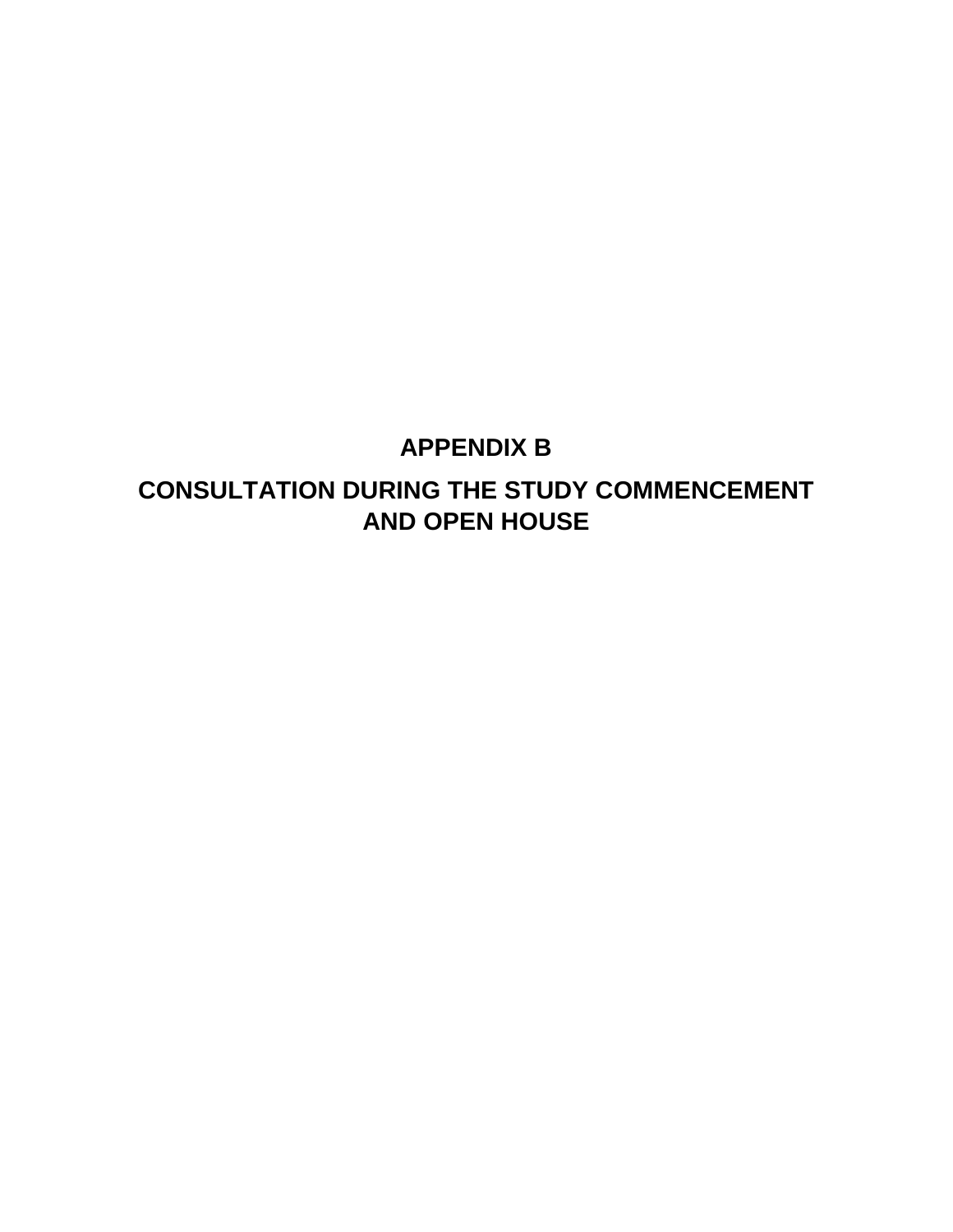# APPENDIX B

# CONSULTATION DURING THE STUDY COMMENCEMENT AND OPEN HOUSE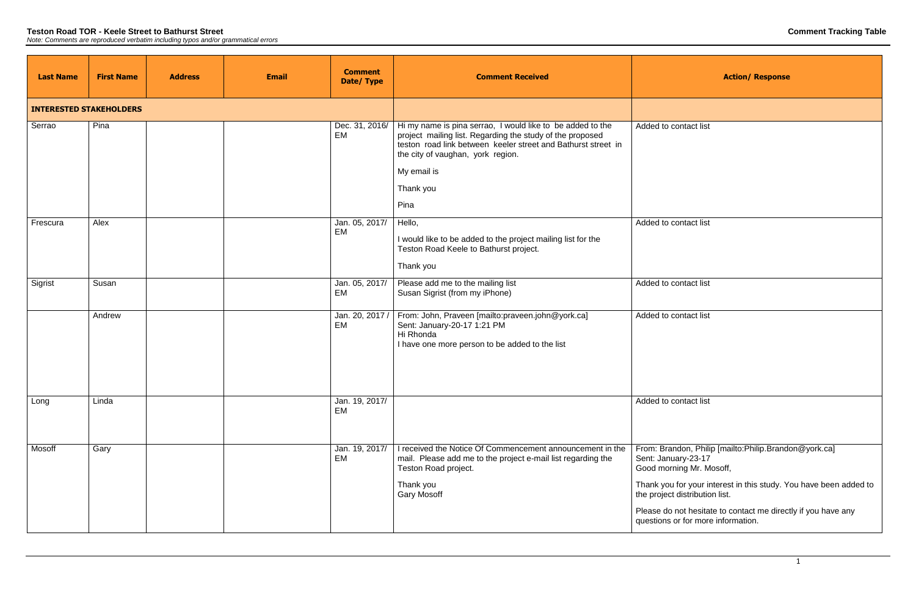**Teston Road TOR - Keele Street to Bathurst Street**

*Note: Comments are reproduced verbatim including typos and/or grammatical errors*

**Comment Tracking Table**

| Last Name | First Name | Address | Email | Comment Date/ Type | Comment Received | Action/ Response |
|---|---|---|---|---|---|---|
| **INTERESTED STAKEHOLDERS** | | | | | | |
| Serrao | Pina | | | Dec. 31, 2016/ EM | Hi my name is pina serrao, I would like to be added to the project mailing list. Regarding the study of the proposed teston road link between keeler street and Bathurst street in the city of vaughan, york region.<br><br>My email is<br><br>Thank you<br><br>Pina | Added to contact list |
| Frescura | Alex | | | Jan. 05, 2017/ EM | Hello,<br><br>I would like to be added to the project mailing list for the Teston Road Keele to Bathurst project.<br><br>Thank you | Added to contact list |
| Sigrist | Susan | | | Jan. 05, 2017/ EM | Please add me to the mailing list<br>Susan Sigrist (from my iPhone) | Added to contact list |
| | Andrew | | | Jan. 20, 2017 / EM | From: John, Praveen [mailto:praveen.john@york.ca]<br>Sent: January-20-17 1:21 PM<br>Hi Rhonda<br>I have one more person to be added to the list | Added to contact list |
| Long | Linda | | | Jan. 19, 2017/ EM | | Added to contact list |
| Mosoff | Gary | | | Jan. 19, 2017/ EM | I received the Notice Of Commencement announcement in the mail. Please add me to the project e-mail list regarding the Teston Road project.<br><br>Thank you<br>Gary Mosoff | From: Brandon, Philip [mailto:Philip.Brandon@york.ca]<br>Sent: January-23-17<br>Good morning Mr. Mosoff,<br><br>Thank you for your interest in this study. You have been added to the project distribution list.<br><br>Please do not hesitate to contact me directly if you have any questions or for more information. |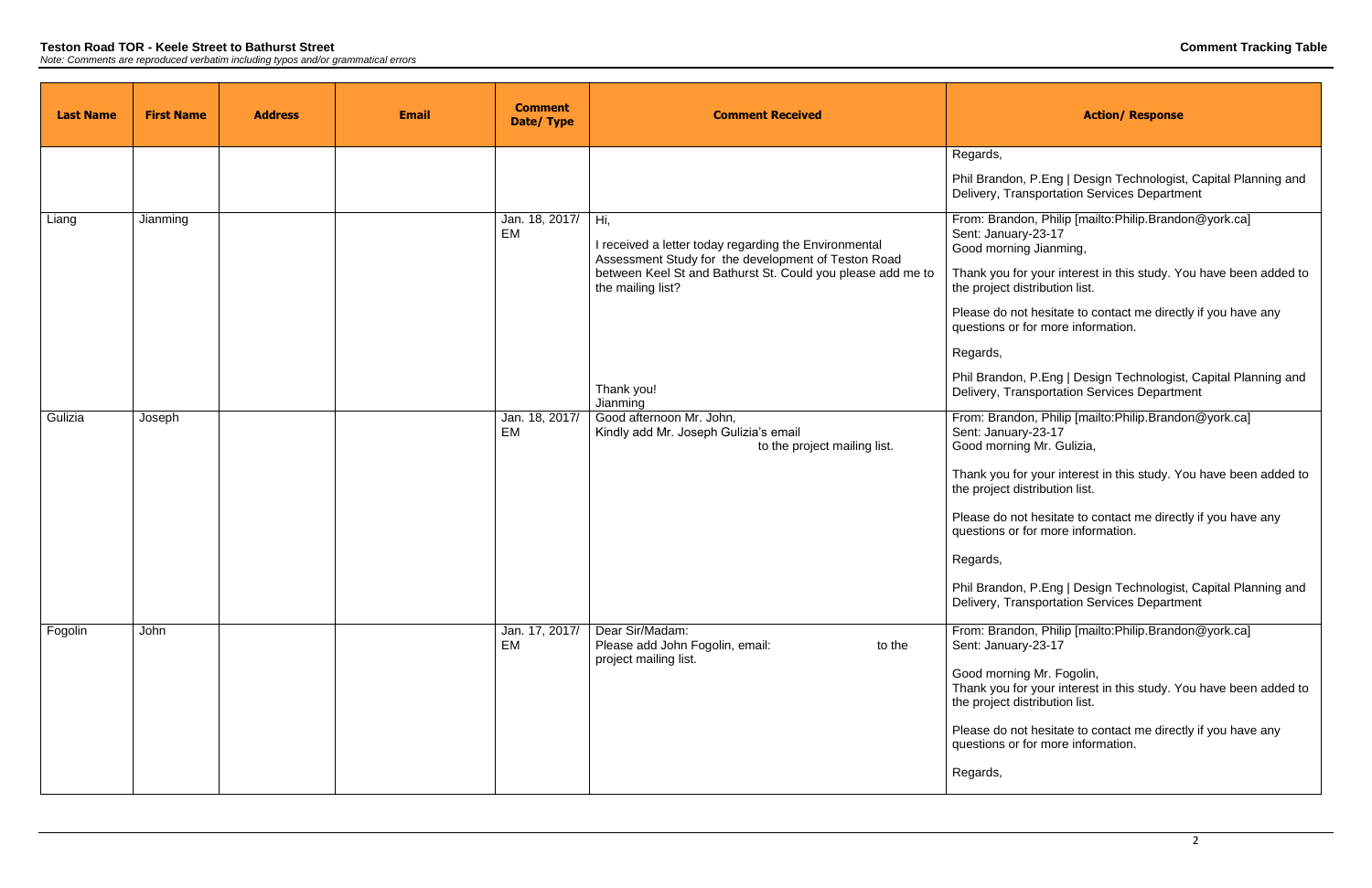**Teston Road TOR - Keele Street to Bathurst Street**

*Note: Comments are reproduced verbatim including typos and/or grammatical errors*

**Comment Tracking Table**

| Last Name | First Name | Address | Email | Comment Date/ Type | Comment Received | Action/ Response |
|---|---|---|---|---|---|---|
| | | | | | | Regards,<br><br>Phil Brandon, P.Eng \| Design Technologist, Capital Planning and Delivery, Transportation Services Department |
| Liang | Jianming | | | Jan. 18, 2017/ EM | Hi,<br><br>I received a letter today regarding the Environmental Assessment Study for the development of Teston Road between Keel St and Bathurst St. Could you please add me to the mailing list?<br><br>Thank you!<br>Jianming | From: Brandon, Philip [mailto:Philip.Brandon@york.ca]<br>Sent: January-23-17<br>Good morning Jianming,<br><br>Thank you for your interest in this study. You have been added to the project distribution list.<br><br>Please do not hesitate to contact me directly if you have any questions or for more information.<br><br>Regards,<br><br>Phil Brandon, P.Eng \| Design Technologist, Capital Planning and Delivery, Transportation Services Department |
| Gulizia | Joseph | | | Jan. 18, 2017/ EM | Good afternoon Mr. John,<br>Kindly add Mr. Joseph Gulizia's email to the project mailing list. | From: Brandon, Philip [mailto:Philip.Brandon@york.ca]<br>Sent: January-23-17<br>Good morning Mr. Gulizia,<br><br>Thank you for your interest in this study. You have been added to the project distribution list.<br><br>Please do not hesitate to contact me directly if you have any questions or for more information.<br><br>Regards,<br><br>Phil Brandon, P.Eng \| Design Technologist, Capital Planning and Delivery, Transportation Services Department |
| Fogolin | John | | | Jan. 17, 2017/ EM | Dear Sir/Madam:<br>Please add John Fogolin, email: to the project mailing list. | From: Brandon, Philip [mailto:Philip.Brandon@york.ca]<br>Sent: January-23-17<br><br>Good morning Mr. Fogolin,<br>Thank you for your interest in this study. You have been added to the project distribution list.<br><br>Please do not hesitate to contact me directly if you have any questions or for more information.<br><br>Regards, |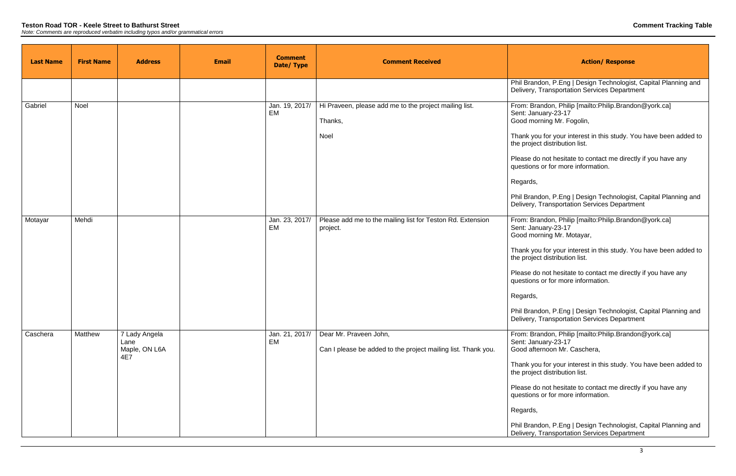**Teston Road TOR - Keele Street to Bathurst Street**

*Note: Comments are reproduced verbatim including typos and/or grammatical errors*

**Comment Tracking Table**

| Last Name | First Name | Address | Email | Comment Date/ Type | Comment Received | Action/ Response |
|---|---|---|---|---|---|---|
| | | | | | | Phil Brandon, P.Eng \| Design Technologist, Capital Planning and Delivery, Transportation Services Department |
| Gabriel | Noel | | | Jan. 19, 2017/ EM | Hi Praveen, please add me to the project mailing list.<br><br>Thanks,<br><br>Noel | From: Brandon, Philip [mailto:Philip.Brandon@york.ca]<br>Sent: January-23-17<br>Good morning Mr. Fogolin,<br><br>Thank you for your interest in this study. You have been added to the project distribution list.<br><br>Please do not hesitate to contact me directly if you have any questions or for more information.<br><br>Regards,<br><br>Phil Brandon, P.Eng \| Design Technologist, Capital Planning and Delivery, Transportation Services Department |
| Motayar | Mehdi | | | Jan. 23, 2017/ EM | Please add me to the mailing list for Teston Rd. Extension project. | From: Brandon, Philip [mailto:Philip.Brandon@york.ca]<br>Sent: January-23-17<br>Good morning Mr. Motayar,<br><br>Thank you for your interest in this study. You have been added to the project distribution list.<br><br>Please do not hesitate to contact me directly if you have any questions or for more information.<br><br>Regards,<br><br>Phil Brandon, P.Eng \| Design Technologist, Capital Planning and Delivery, Transportation Services Department |
| Caschera | Matthew | 7 Lady Angela Lane<br>Maple, ON L6A 4E7 | | Jan. 21, 2017/ EM | Dear Mr. Praveen John,<br><br>Can I please be added to the project mailing list. Thank you. | From: Brandon, Philip [mailto:Philip.Brandon@york.ca]<br>Sent: January-23-17<br>Good afternoon Mr. Caschera,<br><br>Thank you for your interest in this study. You have been added to the project distribution list.<br><br>Please do not hesitate to contact me directly if you have any questions or for more information.<br><br>Regards,<br><br>Phil Brandon, P.Eng \| Design Technologist, Capital Planning and Delivery, Transportation Services Department |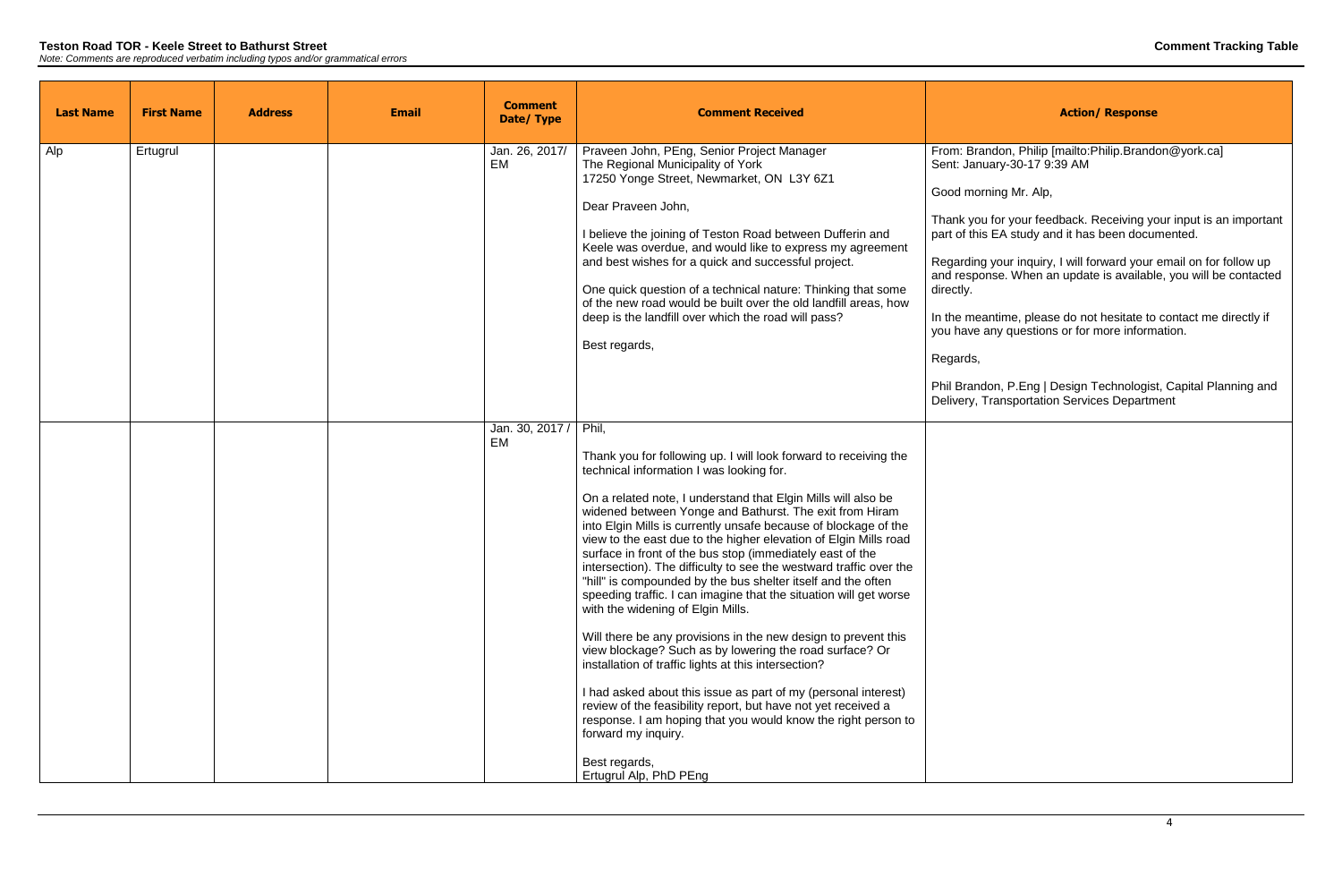**Teston Road TOR - Keele Street to Bathurst Street**

*Note: Comments are reproduced verbatim including typos and/or grammatical errors*

**Comment Tracking Table**

| Last Name | First Name | Address | Email | Comment Date/ Type | Comment Received | Action/ Response |
|---|---|---|---|---|---|---|
| Alp | Ertugrul | | | Jan. 26, 2017/ EM | Praveen John, PEng, Senior Project Manager<br>The Regional Municipality of York<br>17250 Yonge Street, Newmarket, ON L3Y 6Z1<br><br>Dear Praveen John,<br><br>I believe the joining of Teston Road between Dufferin and Keele was overdue, and would like to express my agreement and best wishes for a quick and successful project.<br><br>One quick question of a technical nature: Thinking that some of the new road would be built over the old landfill areas, how deep is the landfill over which the road will pass?<br><br>Best regards, | From: Brandon, Philip [mailto:Philip.Brandon@york.ca]<br>Sent: January-30-17 9:39 AM<br><br>Good morning Mr. Alp,<br><br>Thank you for your feedback. Receiving your input is an important part of this EA study and it has been documented.<br><br>Regarding your inquiry, I will forward your email on for follow up and response. When an update is available, you will be contacted directly.<br><br>In the meantime, please do not hesitate to contact me directly if you have any questions or for more information.<br><br>Regards,<br><br>Phil Brandon, P.Eng \| Design Technologist, Capital Planning and Delivery, Transportation Services Department |
| | | | | Jan. 30, 2017 / EM | Phil,<br><br>Thank you for following up. I will look forward to receiving the technical information I was looking for.<br><br>On a related note, I understand that Elgin Mills will also be widened between Yonge and Bathurst. The exit from Hiram into Elgin Mills is currently unsafe because of blockage of the view to the east due to the higher elevation of Elgin Mills road surface in front of the bus stop (immediately east of the intersection). The difficulty to see the westward traffic over the "hill" is compounded by the bus shelter itself and the often speeding traffic. I can imagine that the situation will get worse with the widening of Elgin Mills.<br><br>Will there be any provisions in the new design to prevent this view blockage? Such as by lowering the road surface? Or installation of traffic lights at this intersection?<br><br>I had asked about this issue as part of my (personal interest) review of the feasibility report, but have not yet received a response. I am hoping that you would know the right person to forward my inquiry.<br><br>Best regards,<br>Ertugrul Alp, PhD PEng | |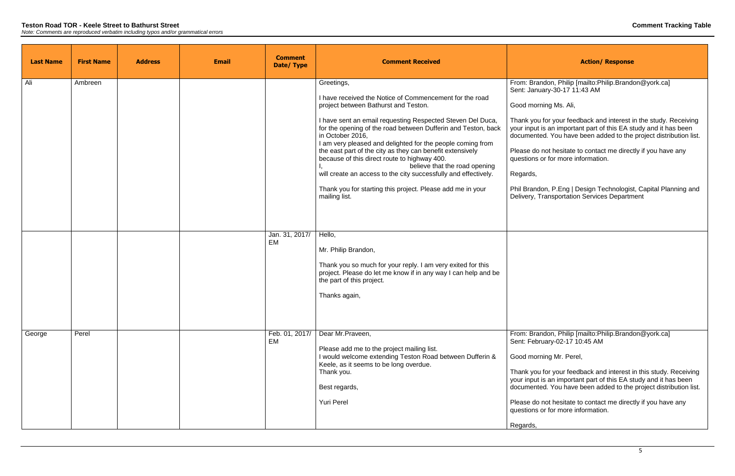**Teston Road TOR - Keele Street to Bathurst Street**

*Note: Comments are reproduced verbatim including typos and/or grammatical errors*

**Comment Tracking Table**

| Last Name | First Name | Address | Email | Comment Date/ Type | Comment Received | Action/ Response |
|---|---|---|---|---|---|---|
| Ali | Ambreen | | | | Greetings,<br><br>I have received the Notice of Commencement for the road project between Bathurst and Teston.<br><br>I have sent an email requesting Respected Steven Del Duca, for the opening of the road between Dufferin and Teston, back in October 2016,<br>I am very pleased and delighted for the people coming from the east part of the city as they can benefit extensively because of this direct route to highway 400.<br>I, believe that the road opening will create an access to the city successfully and effectively.<br><br>Thank you for starting this project. Please add me in your mailing list. | From: Brandon, Philip [mailto:Philip.Brandon@york.ca]<br>Sent: January-30-17 11:43 AM<br><br>Good morning Ms. Ali,<br><br>Thank you for your feedback and interest in the study. Receiving your input is an important part of this EA study and it has been documented. You have been added to the project distribution list.<br><br>Please do not hesitate to contact me directly if you have any questions or for more information.<br><br>Regards,<br><br>Phil Brandon, P.Eng \| Design Technologist, Capital Planning and Delivery, Transportation Services Department |
| | | | | Jan. 31, 2017/ EM | Hello,<br><br>Mr. Philip Brandon,<br><br>Thank you so much for your reply. I am very exited for this project. Please do let me know if in any way I can help and be the part of this project.<br><br>Thanks again, | |
| George | Perel | | | Feb. 01, 2017/ EM | Dear Mr.Praveen,<br><br>Please add me to the project mailing list.<br>I would welcome extending Teston Road between Dufferin & Keele, as it seems to be long overdue.<br>Thank you.<br><br>Best regards,<br><br>Yuri Perel | From: Brandon, Philip [mailto:Philip.Brandon@york.ca]<br>Sent: February-02-17 10:45 AM<br><br>Good morning Mr. Perel,<br><br>Thank you for your feedback and interest in this study. Receiving your input is an important part of this EA study and it has been documented. You have been added to the project distribution list.<br><br>Please do not hesitate to contact me directly if you have any questions or for more information.<br><br>Regards, |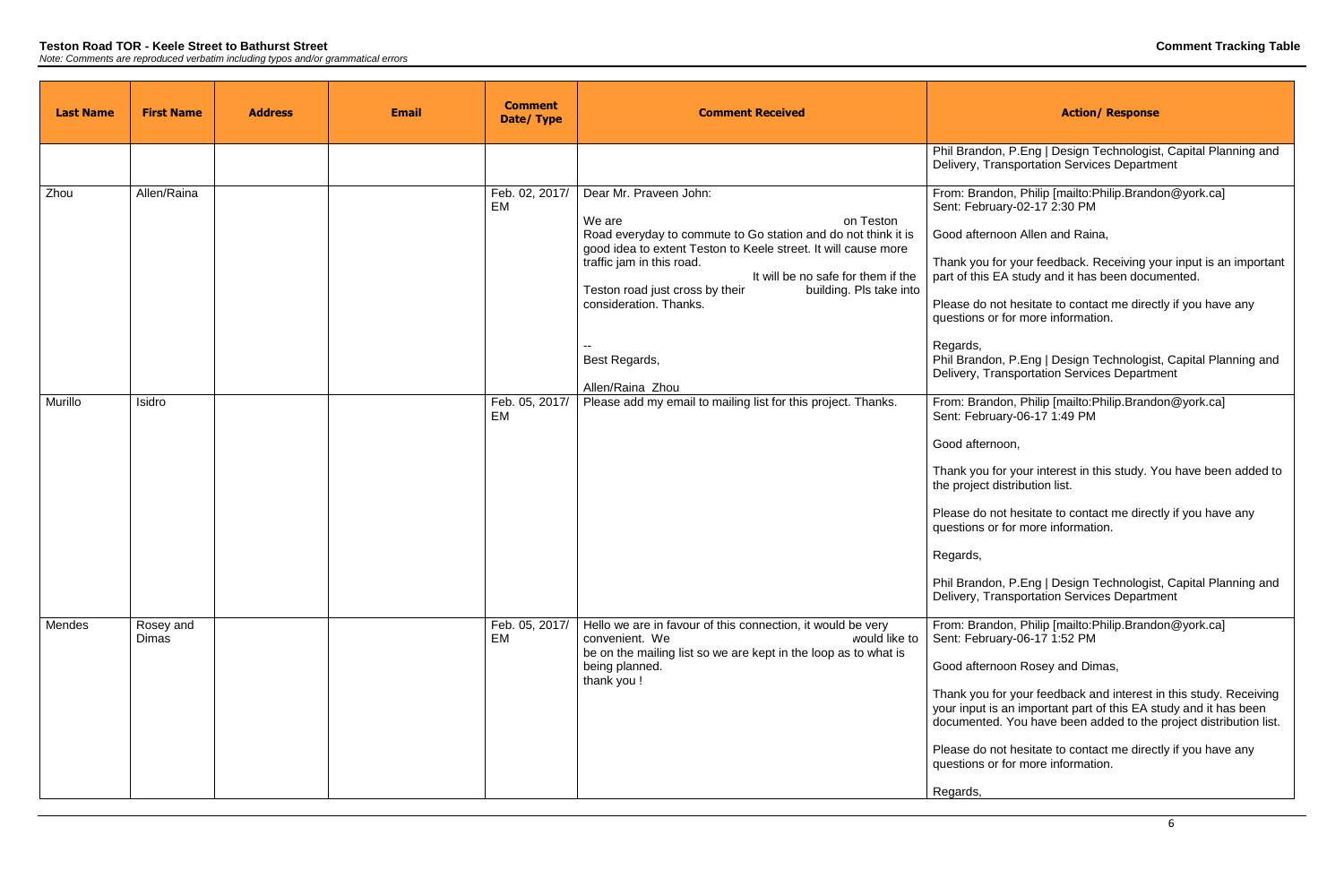**Teston Road TOR - Keele Street to Bathurst Street**

*Note: Comments are reproduced verbatim including typos and/or grammatical errors*

**Comment Tracking Table**

| Last Name | First Name | Address | Email | Comment Date/ Type | Comment Received | Action/ Response |
|---|---|---|---|---|---|---|
| | | | | | | Phil Brandon, P.Eng \| Design Technologist, Capital Planning and Delivery, Transportation Services Department |
| Zhou | Allen/Raina | | | Feb. 02, 2017/ EM | Dear Mr. Praveen John:<br><br>We are on Teston Road everyday to commute to Go station and do not think it is good idea to extent Teston to Keele street. It will cause more traffic jam in this road.<br>It will be no safe for them if the Teston road just cross by their building. Pls take into consideration. Thanks.<br><br>--<br>Best Regards,<br><br>Allen/Raina Zhou | From: Brandon, Philip [mailto:Philip.Brandon@york.ca]<br>Sent: February-02-17 2:30 PM<br><br>Good afternoon Allen and Raina,<br><br>Thank you for your feedback. Receiving your input is an important part of this EA study and it has been documented.<br><br>Please do not hesitate to contact me directly if you have any questions or for more information.<br><br>Regards,<br>Phil Brandon, P.Eng \| Design Technologist, Capital Planning and Delivery, Transportation Services Department |
| Murillo | Isidro | | | Feb. 05, 2017/ EM | Please add my email to mailing list for this project. Thanks. | From: Brandon, Philip [mailto:Philip.Brandon@york.ca]<br>Sent: February-06-17 1:49 PM<br><br>Good afternoon,<br><br>Thank you for your interest in this study. You have been added to the project distribution list.<br><br>Please do not hesitate to contact me directly if you have any questions or for more information.<br><br>Regards,<br><br>Phil Brandon, P.Eng \| Design Technologist, Capital Planning and Delivery, Transportation Services Department |
| Mendes | Rosey and Dimas | | | Feb. 05, 2017/ EM | Hello we are in favour of this connection, it would be very convenient. We would like to be on the mailing list so we are kept in the loop as to what is being planned.<br>thank you ! | From: Brandon, Philip [mailto:Philip.Brandon@york.ca]<br>Sent: February-06-17 1:52 PM<br><br>Good afternoon Rosey and Dimas,<br><br>Thank you for your feedback and interest in this study. Receiving your input is an important part of this EA study and it has been documented. You have been added to the project distribution list.<br><br>Please do not hesitate to contact me directly if you have any questions or for more information.<br><br>Regards, |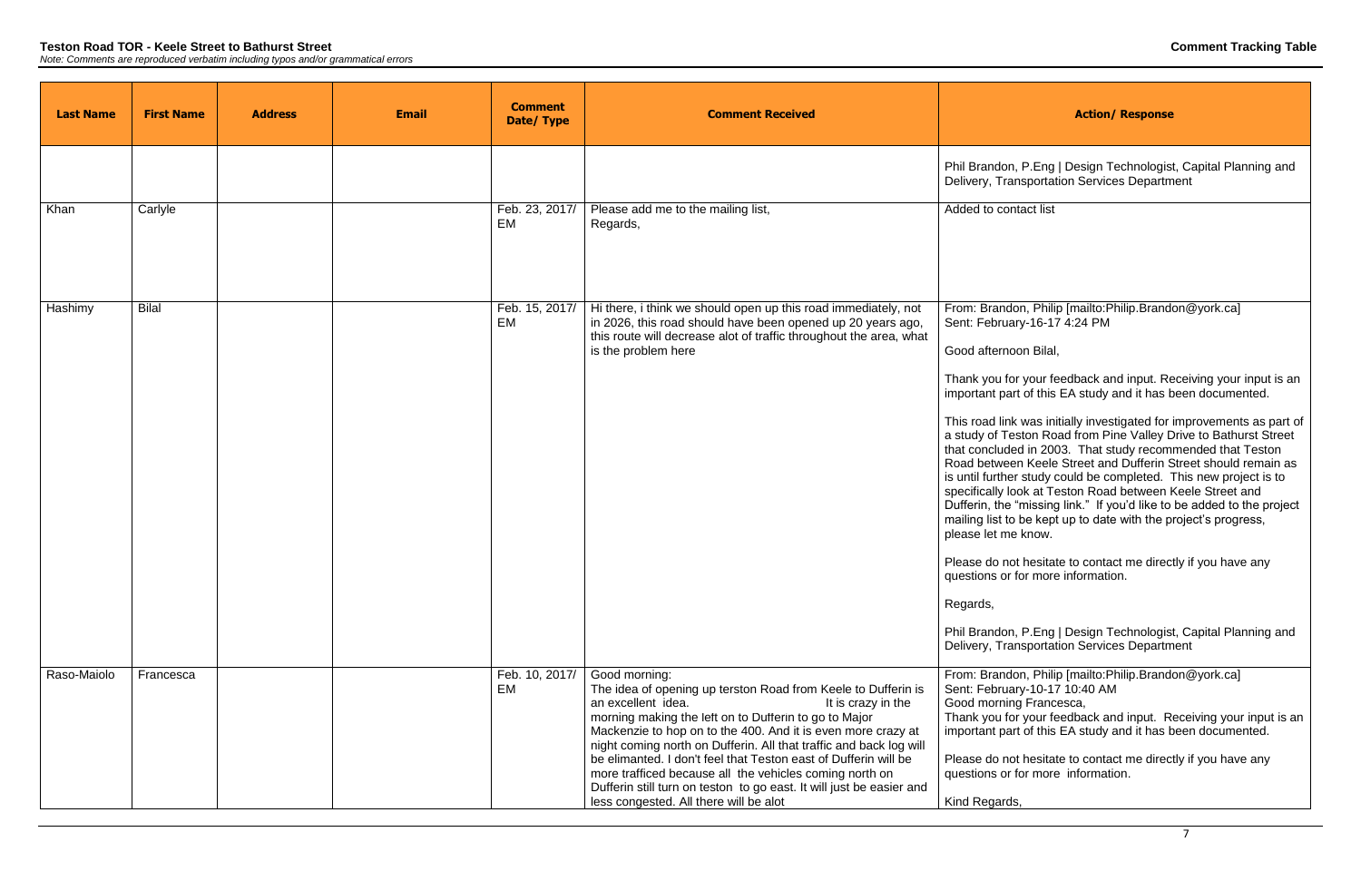**Teston Road TOR - Keele Street to Bathurst Street**

*Note: Comments are reproduced verbatim including typos and/or grammatical errors*

**Comment Tracking Table**

| Last Name | First Name | Address | Email | Comment Date/ Type | Comment Received | Action/ Response |
|---|---|---|---|---|---|---|
| | | | | | | Phil Brandon, P.Eng \| Design Technologist, Capital Planning and Delivery, Transportation Services Department |
| Khan | Carlyle | | | Feb. 23, 2017/ EM | Please add me to the mailing list,<br>Regards, | Added to contact list |
| Hashimy | Bilal | | | Feb. 15, 2017/ EM | Hi there, i think we should open up this road immediately, not in 2026, this road should have been opened up 20 years ago, this route will decrease alot of traffic throughout the area, what is the problem here | From: Brandon, Philip [mailto:Philip.Brandon@york.ca]<br>Sent: February-16-17 4:24 PM<br><br>Good afternoon Bilal,<br><br>Thank you for your feedback and input. Receiving your input is an important part of this EA study and it has been documented.<br><br>This road link was initially investigated for improvements as part of a study of Teston Road from Pine Valley Drive to Bathurst Street that concluded in 2003. That study recommended that Teston Road between Keele Street and Dufferin Street should remain as is until further study could be completed. This new project is to specifically look at Teston Road between Keele Street and Dufferin, the "missing link." If you'd like to be added to the project mailing list to be kept up to date with the project's progress, please let me know.<br><br>Please do not hesitate to contact me directly if you have any questions or for more information.<br><br>Regards,<br><br>Phil Brandon, P.Eng \| Design Technologist, Capital Planning and Delivery, Transportation Services Department |
| Raso-Maiolo | Francesca | | | Feb. 10, 2017/ EM | Good morning:<br>The idea of opening up terston Road from Keele to Dufferin is an excellent idea. It is crazy in the morning making the left on to Dufferin to go to Major Mackenzie to hop on to the 400. And it is even more crazy at night coming north on Dufferin. All that traffic and back log will be elimanted. I don't feel that Teston east of Dufferin will be more trafficed because all the vehicles coming north on Dufferin still turn on teston to go east. It will just be easier and less congested. All there will be alot | From: Brandon, Philip [mailto:Philip.Brandon@york.ca]<br>Sent: February-10-17 10:40 AM<br>Good morning Francesca,<br>Thank you for your feedback and input. Receiving your input is an important part of this EA study and it has been documented.<br><br>Please do not hesitate to contact me directly if you have any questions or for more information.<br><br>Kind Regards, |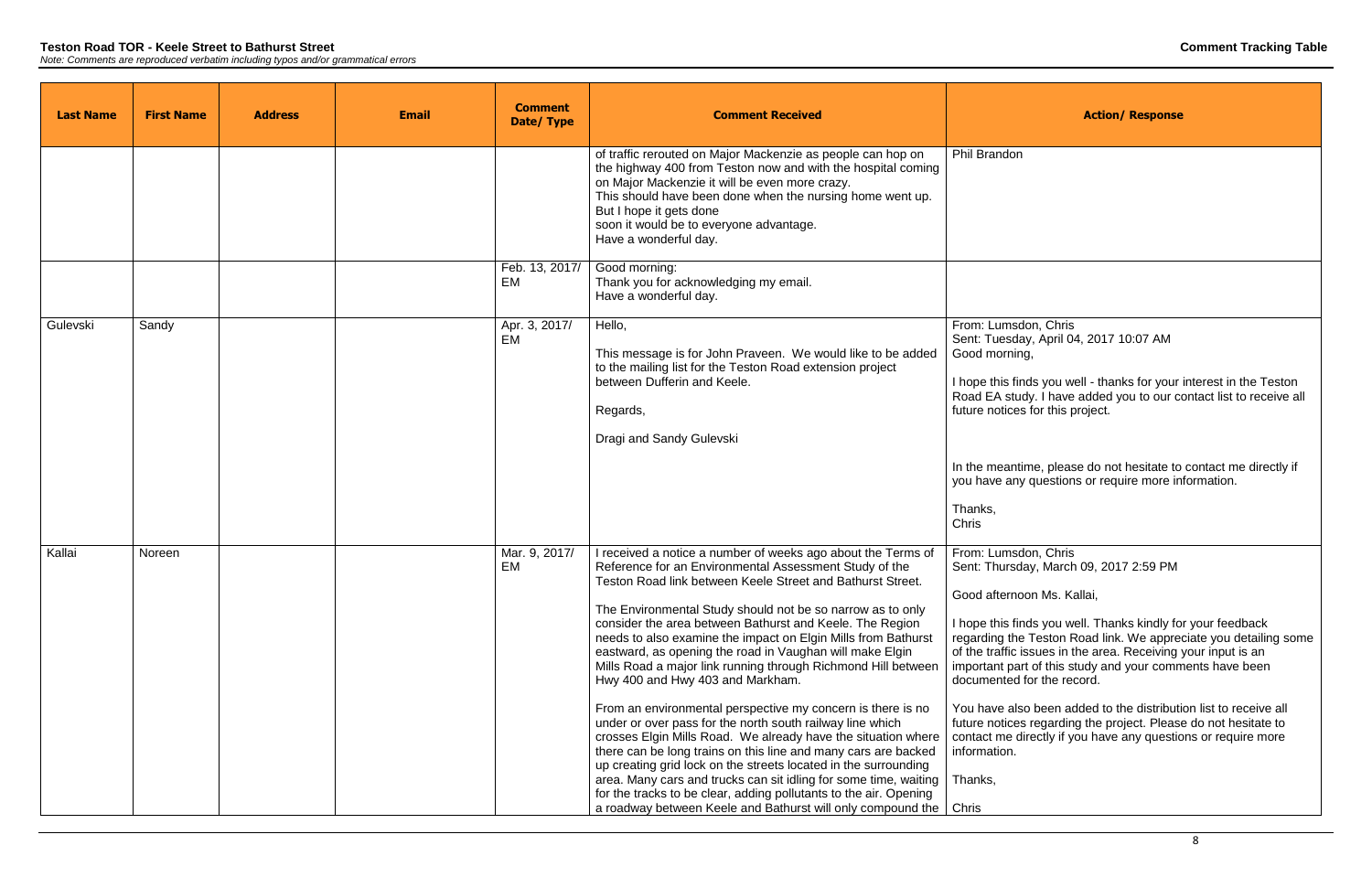**Teston Road TOR - Keele Street to Bathurst Street**
*Note: Comments are reproduced verbatim including typos and/or grammatical errors*

**Comment Tracking Table**

| Last Name | First Name | Address | Email | Comment Date/ Type | Comment Received | Action/ Response |
|---|---|---|---|---|---|---|
| | | | | | of traffic rerouted on Major Mackenzie as people can hop on the highway 400 from Teston now and with the hospital coming on Major Mackenzie it will be even more crazy.<br>This should have been done when the nursing home went up.<br>But I hope it gets done<br>soon it would be to everyone advantage.<br>Have a wonderful day. | Phil Brandon |
| | | | | Feb. 13, 2017/ EM | Good morning:<br>Thank you for acknowledging my email.<br>Have a wonderful day. | |
| Gulevski | Sandy | | | Apr. 3, 2017/ EM | Hello,<br><br>This message is for John Praveen. We would like to be added to the mailing list for the Teston Road extension project between Dufferin and Keele.<br><br>Regards,<br><br>Dragi and Sandy Gulevski | From: Lumsdon, Chris<br>Sent: Tuesday, April 04, 2017 10:07 AM<br>Good morning,<br><br>I hope this finds you well - thanks for your interest in the Teston Road EA study. I have added you to our contact list to receive all future notices for this project.<br><br>In the meantime, please do not hesitate to contact me directly if you have any questions or require more information.<br><br>Thanks,<br>Chris |
| Kallai | Noreen | | | Mar. 9, 2017/ EM | I received a notice a number of weeks ago about the Terms of Reference for an Environmental Assessment Study of the Teston Road link between Keele Street and Bathurst Street.<br><br>The Environmental Study should not be so narrow as to only consider the area between Bathurst and Keele. The Region needs to also examine the impact on Elgin Mills from Bathurst eastward, as opening the road in Vaughan will make Elgin Mills Road a major link running through Richmond Hill between Hwy 400 and Hwy 403 and Markham.<br><br>From an environmental perspective my concern is there is no under or over pass for the north south railway line which crosses Elgin Mills Road. We already have the situation where there can be long trains on this line and many cars are backed up creating grid lock on the streets located in the surrounding area. Many cars and trucks can sit idling for some time, waiting for the tracks to be clear, adding pollutants to the air. Opening a roadway between Keele and Bathurst will only compound the | From: Lumsdon, Chris<br>Sent: Thursday, March 09, 2017 2:59 PM<br><br>Good afternoon Ms. Kallai,<br><br>I hope this finds you well. Thanks kindly for your feedback regarding the Teston Road link. We appreciate you detailing some of the traffic issues in the area. Receiving your input is an important part of this study and your comments have been documented for the record.<br><br>You have also been added to the distribution list to receive all future notices regarding the project. Please do not hesitate to contact me directly if you have any questions or require more information.<br><br>Thanks,<br><br>Chris |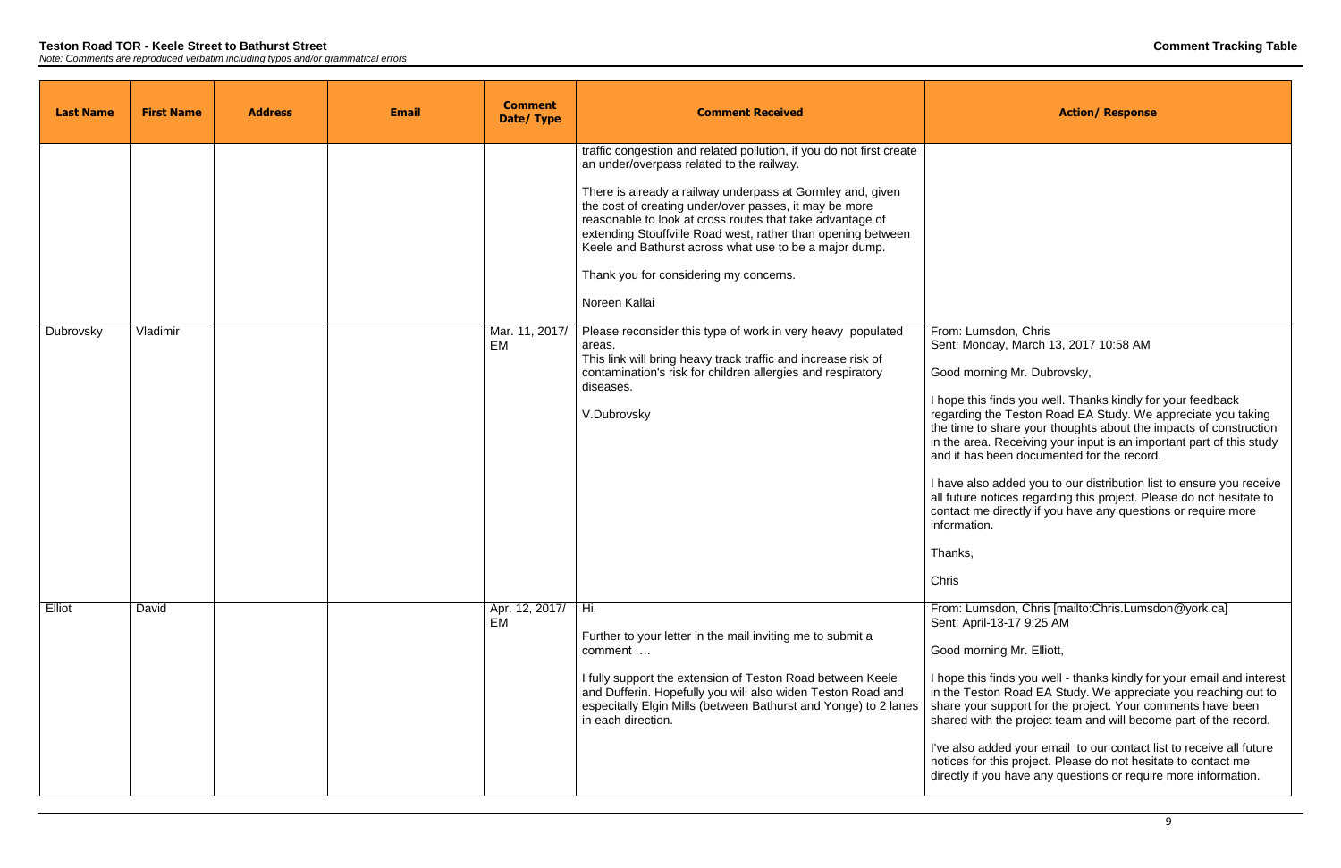| Last Name | First Name | Address | Email | Comment Date/ Type | Comment Received | Action/ Response |
|---|---|---|---|---|---|---|
| | | | | | traffic congestion and related pollution, if you do not first create an under/overpass related to the railway.<br><br>There is already a railway underpass at Gormley and, given the cost of creating under/over passes, it may be more reasonable to look at cross routes that take advantage of extending Stouffville Road west, rather than opening between Keele and Bathurst across what use to be a major dump.<br><br>Thank you for considering my concerns.<br><br>Noreen Kallai | |
| Dubrovsky | Vladimir | | | Mar. 11, 2017/ EM | Please reconsider this type of work in very heavy populated areas.<br>This link will bring heavy track traffic and increase risk of contamination's risk for children allergies and respiratory diseases.<br><br>V.Dubrovsky | From: Lumsdon, Chris<br>Sent: Monday, March 13, 2017 10:58 AM<br><br>Good morning Mr. Dubrovsky,<br><br>I hope this finds you well. Thanks kindly for your feedback regarding the Teston Road EA Study. We appreciate you taking the time to share your thoughts about the impacts of construction in the area. Receiving your input is an important part of this study and it has been documented for the record.<br><br>I have also added you to our distribution list to ensure you receive all future notices regarding this project. Please do not hesitate to contact me directly if you have any questions or require more information.<br><br>Thanks,<br><br>Chris |
| Elliot | David | | | Apr. 12, 2017/ EM | Hi,<br><br>Further to your letter in the mail inviting me to submit a comment ….<br><br>I fully support the extension of Teston Road between Keele and Dufferin. Hopefully you will also widen Teston Road and especitally Elgin Mills (between Bathurst and Yonge) to 2 lanes in each direction. | From: Lumsdon, Chris [mailto:Chris.Lumsdon@york.ca]<br>Sent: April-13-17 9:25 AM<br><br>Good morning Mr. Elliott,<br><br>I hope this finds you well - thanks kindly for your email and interest in the Teston Road EA Study. We appreciate you reaching out to share your support for the project. Your comments have been shared with the project team and will become part of the record.<br><br>I've also added your email to our contact list to receive all future notices for this project. Please do not hesitate to contact me directly if you have any questions or require more information. |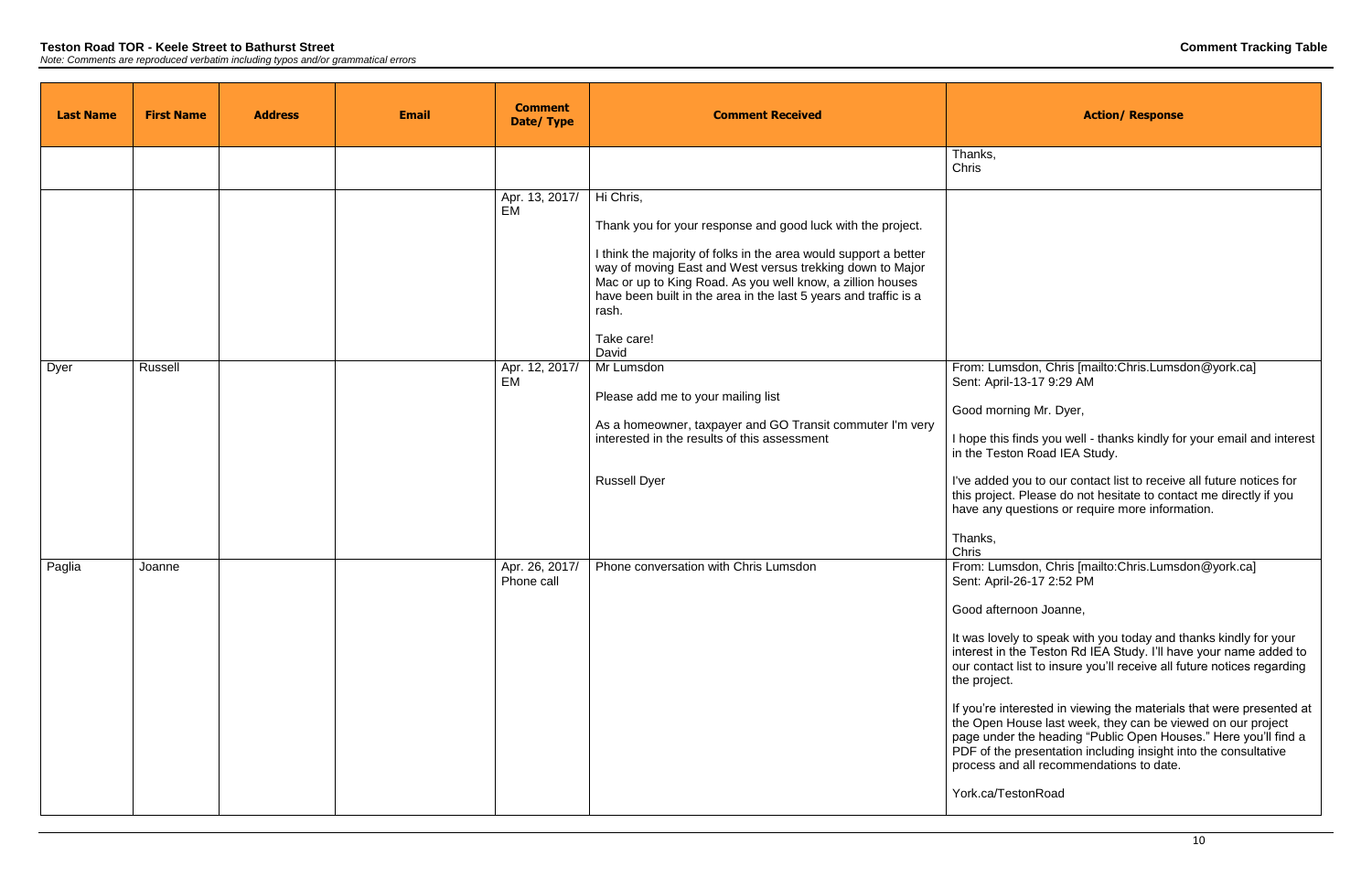**Teston Road TOR - Keele Street to Bathurst Street**

*Note: Comments are reproduced verbatim including typos and/or grammatical errors*

**Comment Tracking Table**

| Last Name | First Name | Address | Email | Comment Date/ Type | Comment Received | Action/ Response |
|---|---|---|---|---|---|---|
| | | | | | | Thanks,<br>Chris |
| | | | | Apr. 13, 2017/ EM | Hi Chris,<br><br>Thank you for your response and good luck with the project.<br><br>I think the majority of folks in the area would support a better way of moving East and West versus trekking down to Major Mac or up to King Road. As you well know, a zillion houses have been built in the area in the last 5 years and traffic is a rash.<br><br>Take care!<br>David | |
| Dyer | Russell | | | Apr. 12, 2017/ EM | Mr Lumsdon<br><br>Please add me to your mailing list<br><br>As a homeowner, taxpayer and GO Transit commuter I'm very interested in the results of this assessment<br><br>Russell Dyer | From: Lumsdon, Chris [mailto:Chris.Lumsdon@york.ca]<br>Sent: April-13-17 9:29 AM<br><br>Good morning Mr. Dyer,<br><br>I hope this finds you well - thanks kindly for your email and interest in the Teston Road IEA Study.<br><br>I've added you to our contact list to receive all future notices for this project. Please do not hesitate to contact me directly if you have any questions or require more information.<br><br>Thanks,<br>Chris |
| Paglia | Joanne | | | Apr. 26, 2017/ Phone call | Phone conversation with Chris Lumsdon | From: Lumsdon, Chris [mailto:Chris.Lumsdon@york.ca]<br>Sent: April-26-17 2:52 PM<br><br>Good afternoon Joanne,<br><br>It was lovely to speak with you today and thanks kindly for your interest in the Teston Rd IEA Study. I'll have your name added to our contact list to insure you'll receive all future notices regarding the project.<br><br>If you're interested in viewing the materials that were presented at the Open House last week, they can be viewed on our project page under the heading "Public Open Houses." Here you'll find a PDF of the presentation including insight into the consultative process and all recommendations to date.<br><br>York.ca/TestonRoad |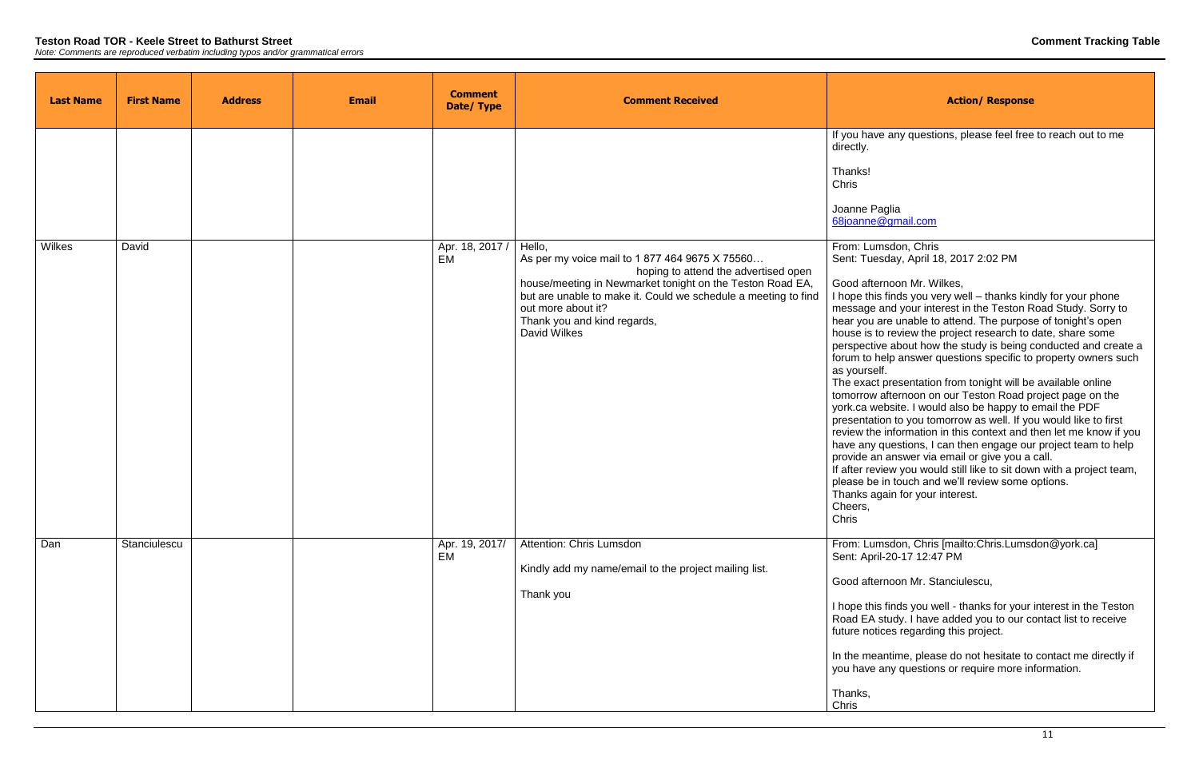**Teston Road TOR - Keele Street to Bathurst Street**
*Note: Comments are reproduced verbatim including typos and/or grammatical errors*

**Comment Tracking Table**

| Last Name | First Name | Address | Email | Comment Date/ Type | Comment Received | Action/ Response |
|---|---|---|---|---|---|---|
| | | | | | | If you have any questions, please feel free to reach out to me directly.<br><br>Thanks!<br>Chris<br><br>Joanne Paglia<br>68joanne@gmail.com |
| Wilkes | David | | | Apr. 18, 2017 / EM | Hello,<br>As per my voice mail to 1 877 464 9675 X 75560… hoping to attend the advertised open house/meeting in Newmarket tonight on the Teston Road EA, but are unable to make it. Could we schedule a meeting to find out more about it?<br>Thank you and kind regards,<br>David Wilkes | From: Lumsdon, Chris<br>Sent: Tuesday, April 18, 2017 2:02 PM<br><br>Good afternoon Mr. Wilkes,<br>I hope this finds you very well – thanks kindly for your phone message and your interest in the Teston Road Study. Sorry to hear you are unable to attend. The purpose of tonight's open house is to review the project research to date, share some perspective about how the study is being conducted and create a forum to help answer questions specific to property owners such as yourself.<br>The exact presentation from tonight will be available online tomorrow afternoon on our Teston Road project page on the york.ca website. I would also be happy to email the PDF presentation to you tomorrow as well. If you would like to first review the information in this context and then let me know if you have any questions, I can then engage our project team to help provide an answer via email or give you a call.<br>If after review you would still like to sit down with a project team, please be in touch and we'll review some options.<br>Thanks again for your interest.<br>Cheers,<br>Chris |
| Dan | Stanciulescu | | | Apr. 19, 2017/ EM | Attention: Chris Lumsdon<br><br>Kindly add my name/email to the project mailing list.<br><br>Thank you | From: Lumsdon, Chris [mailto:Chris.Lumsdon@york.ca]<br>Sent: April-20-17 12:47 PM<br><br>Good afternoon Mr. Stanciulescu,<br><br>I hope this finds you well - thanks for your interest in the Teston Road EA study. I have added you to our contact list to receive future notices regarding this project.<br><br>In the meantime, please do not hesitate to contact me directly if you have any questions or require more information.<br><br>Thanks,<br>Chris |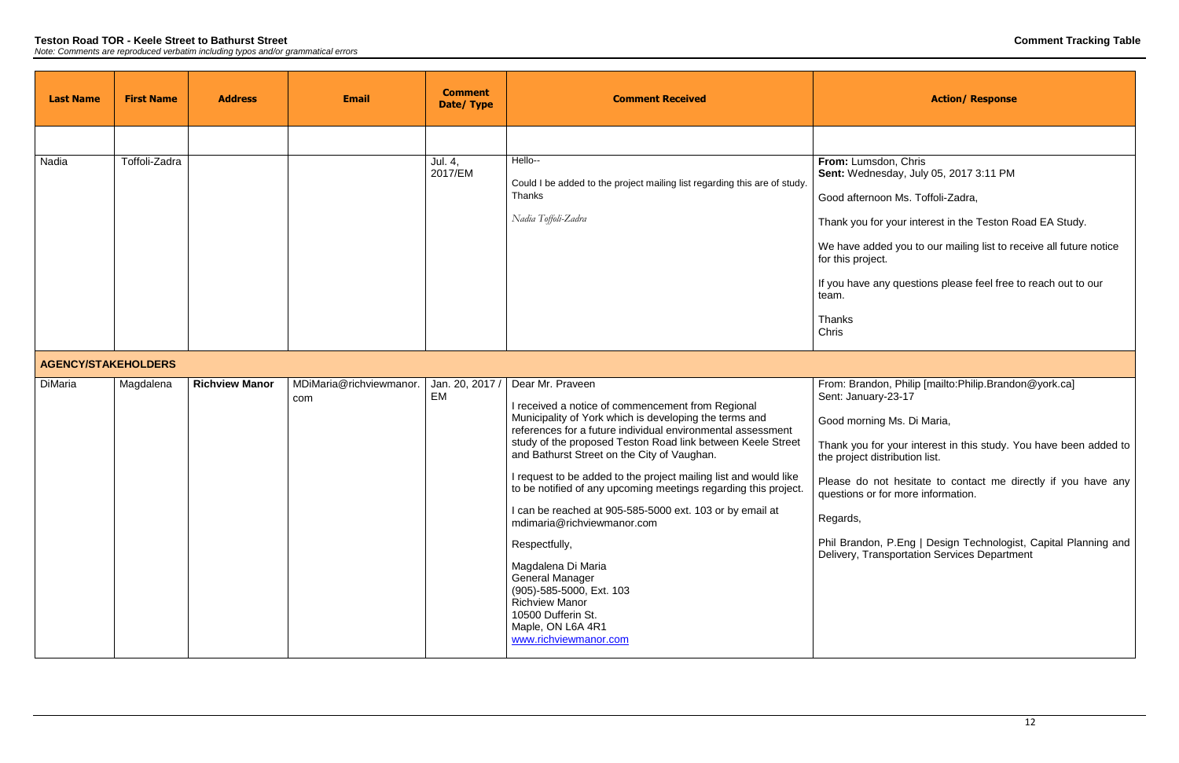**Teston Road TOR - Keele Street to Bathurst Street**

*Note: Comments are reproduced verbatim including typos and/or grammatical errors*

**Comment Tracking Table**

| Last Name | First Name | Address | Email | Comment Date/ Type | Comment Received | Action/ Response |
|---|---|---|---|---|---|---|
| | | | | | | |
| Nadia | Toffoli-Zadra | | | Jul. 4, 2017/EM | Hello--<br><br>Could I be added to the project mailing list regarding this are of study. Thanks<br><br>*Nadia Toffoli-Zadra* | **From:** Lumsdon, Chris<br>**Sent:** Wednesday, July 05, 2017 3:11 PM<br><br>Good afternoon Ms. Toffoli-Zadra,<br><br>Thank you for your interest in the Teston Road EA Study.<br><br>We have added you to our mailing list to receive all future notice for this project.<br><br>If you have any questions please feel free to reach out to our team.<br><br>Thanks<br>Chris |
| **AGENCY/STAKEHOLDERS** | | | | | | |
| DiMaria | Magdalena | **Richview Manor** | MDiMaria@richviewmanor.com | Jan. 20, 2017 / EM | Dear Mr. Praveen<br><br>I received a notice of commencement from Regional Municipality of York which is developing the terms and references for a future individual environmental assessment study of the proposed Teston Road link between Keele Street and Bathurst Street on the City of Vaughan.<br><br>I request to be added to the project mailing list and would like to be notified of any upcoming meetings regarding this project.<br><br>I can be reached at 905-585-5000 ext. 103 or by email at mdimaria@richviewmanor.com<br><br>Respectfully,<br><br>Magdalena Di Maria<br>General Manager<br>(905)-585-5000, Ext. 103<br>Richview Manor<br>10500 Dufferin St.<br>Maple, ON L6A 4R1<br>www.richviewmanor.com | From: Brandon, Philip [mailto:Philip.Brandon@york.ca]<br>Sent: January-23-17<br><br>Good morning Ms. Di Maria,<br><br>Thank you for your interest in this study. You have been added to the project distribution list.<br><br>Please do not hesitate to contact me directly if you have any questions or for more information.<br><br>Regards,<br><br>Phil Brandon, P.Eng \| Design Technologist, Capital Planning and Delivery, Transportation Services Department |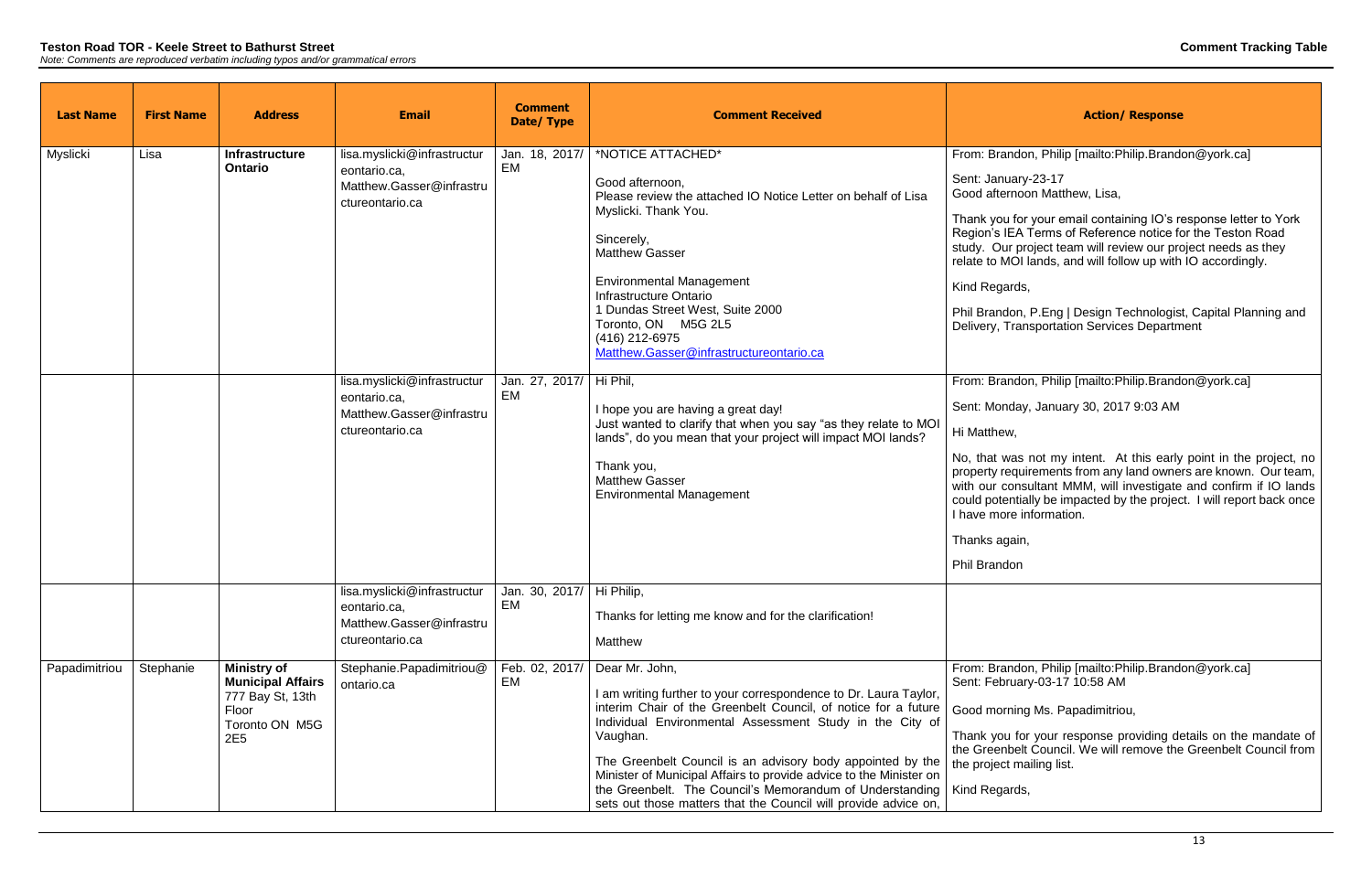**Teston Road TOR - Keele Street to Bathurst Street**

*Note: Comments are reproduced verbatim including typos and/or grammatical errors*

**Comment Tracking Table**

| Last Name | First Name | Address | Email | Comment Date/ Type | Comment Received | Action/ Response |
|---|---|---|---|---|---|---|
| Myslicki | Lisa | **Infrastructure Ontario** | lisa.myslicki@infrastructureontario.ca, Matthew.Gasser@infrastructureontario.ca | Jan. 18, 2017/ EM | *NOTICE ATTACHED*<br><br>Good afternoon,<br>Please review the attached IO Notice Letter on behalf of Lisa Myslicki. Thank You.<br><br>Sincerely,<br>Matthew Gasser<br><br>Environmental Management<br>Infrastructure Ontario<br>1 Dundas Street West, Suite 2000<br>Toronto, ON M5G 2L5<br>(416) 212-6975<br>Matthew.Gasser@infrastructureontario.ca | From: Brandon, Philip [mailto:Philip.Brandon@york.ca]<br><br>Sent: January-23-17<br>Good afternoon Matthew, Lisa,<br><br>Thank you for your email containing IO's response letter to York Region's IEA Terms of Reference notice for the Teston Road study. Our project team will review our project needs as they relate to MOI lands, and will follow up with IO accordingly.<br><br>Kind Regards,<br><br>Phil Brandon, P.Eng \| Design Technologist, Capital Planning and Delivery, Transportation Services Department |
| | | | lisa.myslicki@infrastructureontario.ca, Matthew.Gasser@infrastructureontario.ca | Jan. 27, 2017/ EM | Hi Phil,<br><br>I hope you are having a great day!<br>Just wanted to clarify that when you say "as they relate to MOI lands", do you mean that your project will impact MOI lands?<br><br>Thank you,<br>Matthew Gasser<br>Environmental Management | From: Brandon, Philip [mailto:Philip.Brandon@york.ca]<br><br>Sent: Monday, January 30, 2017 9:03 AM<br><br>Hi Matthew,<br><br>No, that was not my intent. At this early point in the project, no property requirements from any land owners are known. Our team, with our consultant MMM, will investigate and confirm if IO lands could potentially be impacted by the project. I will report back once I have more information.<br><br>Thanks again,<br><br>Phil Brandon |
| | | | lisa.myslicki@infrastructureontario.ca, Matthew.Gasser@infrastructureontario.ca | Jan. 30, 2017/ EM | Hi Philip,<br><br>Thanks for letting me know and for the clarification!<br><br>Matthew | |
| Papadimitriou | Stephanie | **Ministry of Municipal Affairs**<br>777 Bay St, 13th Floor<br>Toronto ON M5G 2E5 | Stephanie.Papadimitriou@ontario.ca | Feb. 02, 2017/ EM | Dear Mr. John,<br><br>I am writing further to your correspondence to Dr. Laura Taylor, interim Chair of the Greenbelt Council, of notice for a future Individual Environmental Assessment Study in the City of Vaughan.<br><br>The Greenbelt Council is an advisory body appointed by the Minister of Municipal Affairs to provide advice to the Minister on the Greenbelt. The Council's Memorandum of Understanding sets out those matters that the Council will provide advice on, | From: Brandon, Philip [mailto:Philip.Brandon@york.ca]<br>Sent: February-03-17 10:58 AM<br><br>Good morning Ms. Papadimitriou,<br><br>Thank you for your response providing details on the mandate of the Greenbelt Council. We will remove the Greenbelt Council from the project mailing list.<br><br>Kind Regards, |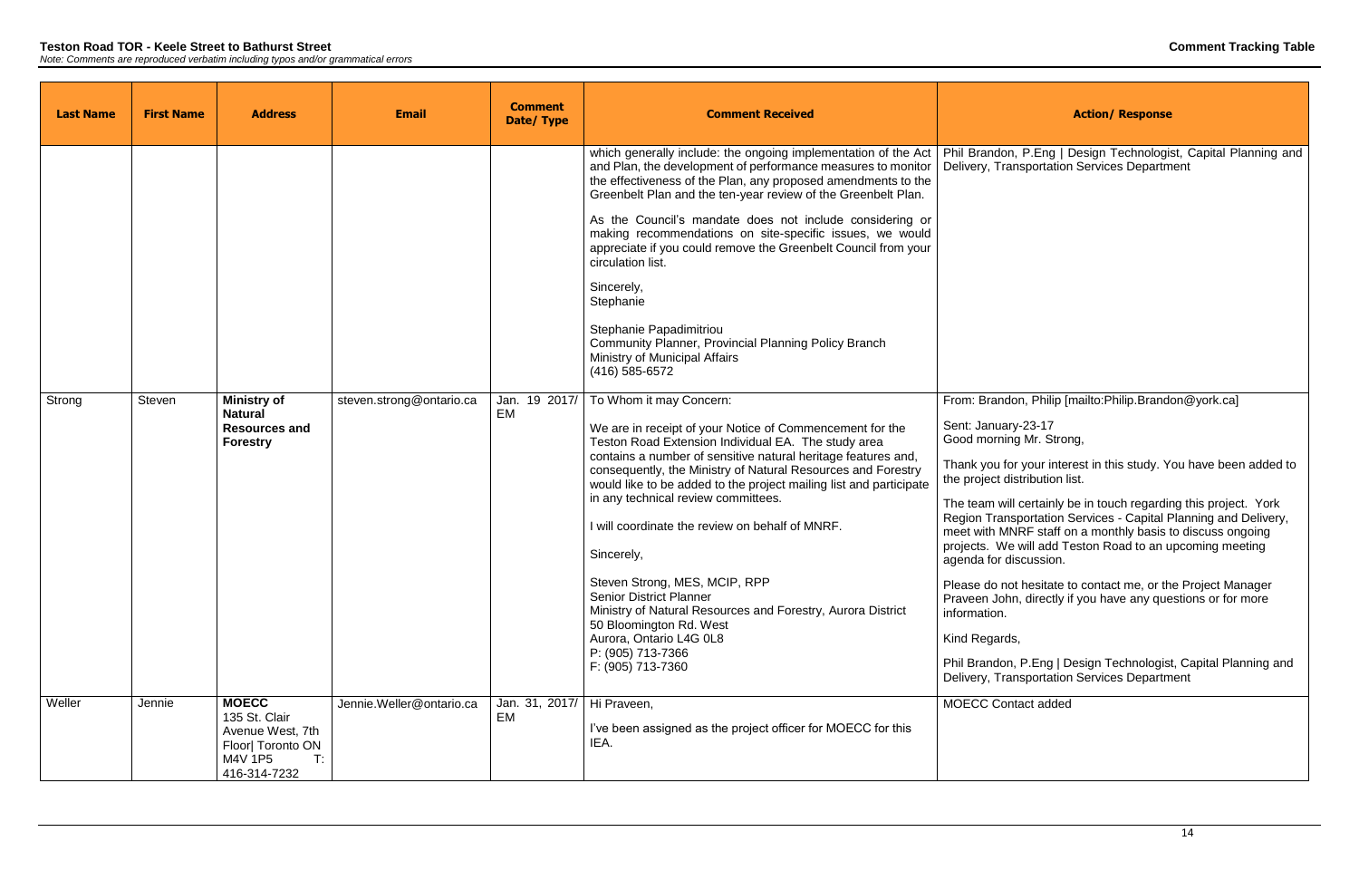**Teston Road TOR - Keele Street to Bathurst Street**

*Note: Comments are reproduced verbatim including typos and/or grammatical errors*

**Comment Tracking Table**

| Last Name | First Name | Address | Email | Comment Date/ Type | Comment Received | Action/ Response |
|---|---|---|---|---|---|---|
| | | | | | which generally include: the ongoing implementation of the Act and Plan, the development of performance measures to monitor the effectiveness of the Plan, any proposed amendments to the Greenbelt Plan and the ten-year review of the Greenbelt Plan.<br><br>As the Council's mandate does not include considering or making recommendations on site-specific issues, we would appreciate if you could remove the Greenbelt Council from your circulation list.<br><br>Sincerely,<br>Stephanie<br><br>Stephanie Papadimitriou<br>Community Planner, Provincial Planning Policy Branch<br>Ministry of Municipal Affairs<br>(416) 585-6572 | Phil Brandon, P.Eng \| Design Technologist, Capital Planning and Delivery, Transportation Services Department |
| Strong | Steven | **Ministry of Natural Resources and Forestry** | steven.strong@ontario.ca | Jan. 19 2017/ EM | To Whom it may Concern:<br><br>We are in receipt of your Notice of Commencement for the Teston Road Extension Individual EA. The study area contains a number of sensitive natural heritage features and, consequently, the Ministry of Natural Resources and Forestry would like to be added to the project mailing list and participate in any technical review committees.<br><br>I will coordinate the review on behalf of MNRF.<br><br>Sincerely,<br><br>Steven Strong, MES, MCIP, RPP<br>Senior District Planner<br>Ministry of Natural Resources and Forestry, Aurora District<br>50 Bloomington Rd. West<br>Aurora, Ontario L4G 0L8<br>P: (905) 713-7366<br>F: (905) 713-7360 | From: Brandon, Philip [mailto:Philip.Brandon@york.ca]<br><br>Sent: January-23-17<br>Good morning Mr. Strong,<br><br>Thank you for your interest in this study. You have been added to the project distribution list.<br><br>The team will certainly be in touch regarding this project. York Region Transportation Services - Capital Planning and Delivery, meet with MNRF staff on a monthly basis to discuss ongoing projects. We will add Teston Road to an upcoming meeting agenda for discussion.<br><br>Please do not hesitate to contact me, or the Project Manager Praveen John, directly if you have any questions or for more information.<br><br>Kind Regards,<br><br>Phil Brandon, P.Eng \| Design Technologist, Capital Planning and Delivery, Transportation Services Department |
| Weller | Jennie | **MOECC**<br>135 St. Clair Avenue West, 7th Floor\| Toronto ON M4V 1P5 T: 416-314-7232 | Jennie.Weller@ontario.ca | Jan. 31, 2017/ EM | Hi Praveen,<br><br>I've been assigned as the project officer for MOECC for this IEA. | MOECC Contact added |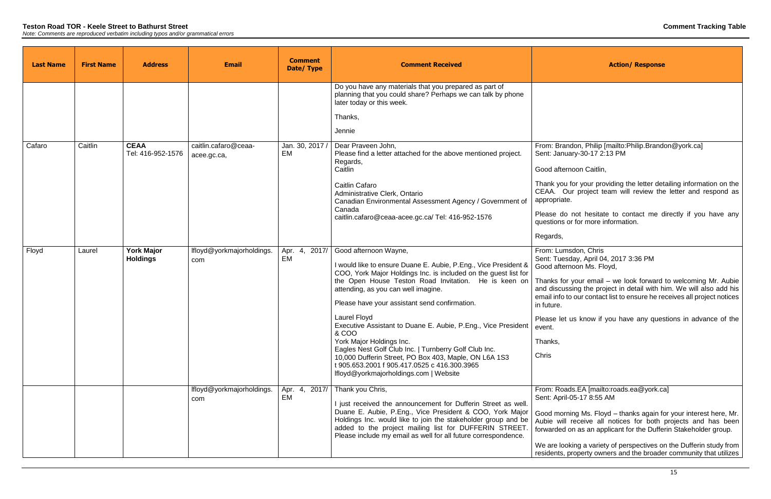**Teston Road TOR - Keele Street to Bathurst Street**

*Note: Comments are reproduced verbatim including typos and/or grammatical errors*

**Comment Tracking Table**

| Last Name | First Name | Address | Email | Comment Date/ Type | Comment Received | Action/ Response |
|---|---|---|---|---|---|---|
| | | | | | Do you have any materials that you prepared as part of planning that you could share? Perhaps we can talk by phone later today or this week.<br><br>Thanks,<br><br>Jennie | |
| Cafaro | Caitlin | **CEAA** Tel: 416-952-1576 | caitlin.cafaro@ceaa-acee.gc.ca, | Jan. 30, 2017 / EM | Dear Praveen John,<br>Please find a letter attached for the above mentioned project.<br>Regards,<br>Caitlin<br><br>Caitlin Cafaro<br>Administrative Clerk, Ontario<br>Canadian Environmental Assessment Agency / Government of Canada<br>caitlin.cafaro@ceaa-acee.gc.ca/ Tel: 416-952-1576 | From: Brandon, Philip [mailto:Philip.Brandon@york.ca]<br>Sent: January-30-17 2:13 PM<br><br>Good afternoon Caitlin,<br><br>Thank you for your providing the letter detailing information on the CEAA. Our project team will review the letter and respond as appropriate.<br><br>Please do not hesitate to contact me directly if you have any questions or for more information.<br><br>Regards, |
| Floyd | Laurel | **York Major Holdings** | lfloyd@yorkmajorholdings.com | Apr. 4, 2017/ EM | Good afternoon Wayne,<br><br>I would like to ensure Duane E. Aubie, P.Eng., Vice President & COO, York Major Holdings Inc. is included on the guest list for the Open House Teston Road Invitation. He is keen on attending, as you can well imagine.<br><br>Please have your assistant send confirmation.<br><br>Laurel Floyd<br>Executive Assistant to Duane E. Aubie, P.Eng., Vice President & COO<br>York Major Holdings Inc.<br>Eagles Nest Golf Club Inc. \| Turnberry Golf Club Inc.<br>10,000 Dufferin Street, PO Box 403, Maple, ON L6A 1S3<br>t 905.653.2001 f 905.417.0525 c 416.300.3965<br>lfloyd@yorkmajorholdings.com \| Website | From: Lumsdon, Chris<br>Sent: Tuesday, April 04, 2017 3:36 PM<br>Good afternoon Ms. Floyd,<br><br>Thanks for your email – we look forward to welcoming Mr. Aubie and discussing the project in detail with him. We will also add his email info to our contact list to ensure he receives all project notices in future.<br><br>Please let us know if you have any questions in advance of the event.<br><br>Thanks,<br><br>Chris |
| | | | lfloyd@yorkmajorholdings.com | Apr. 4, 2017/ EM | Thank you Chris,<br><br>I just received the announcement for Dufferin Street as well. Duane E. Aubie, P.Eng., Vice President & COO, York Major Holdings Inc. would like to join the stakeholder group and be added to the project mailing list for DUFFERIN STREET. Please include my email as well for all future correspondence. | From: Roads.EA [mailto:roads.ea@york.ca]<br>Sent: April-05-17 8:55 AM<br><br>Good morning Ms. Floyd – thanks again for your interest here, Mr. Aubie will receive all notices for both projects and has been forwarded on as an applicant for the Dufferin Stakeholder group.<br><br>We are looking a variety of perspectives on the Dufferin study from residents, property owners and the broader community that utilizes |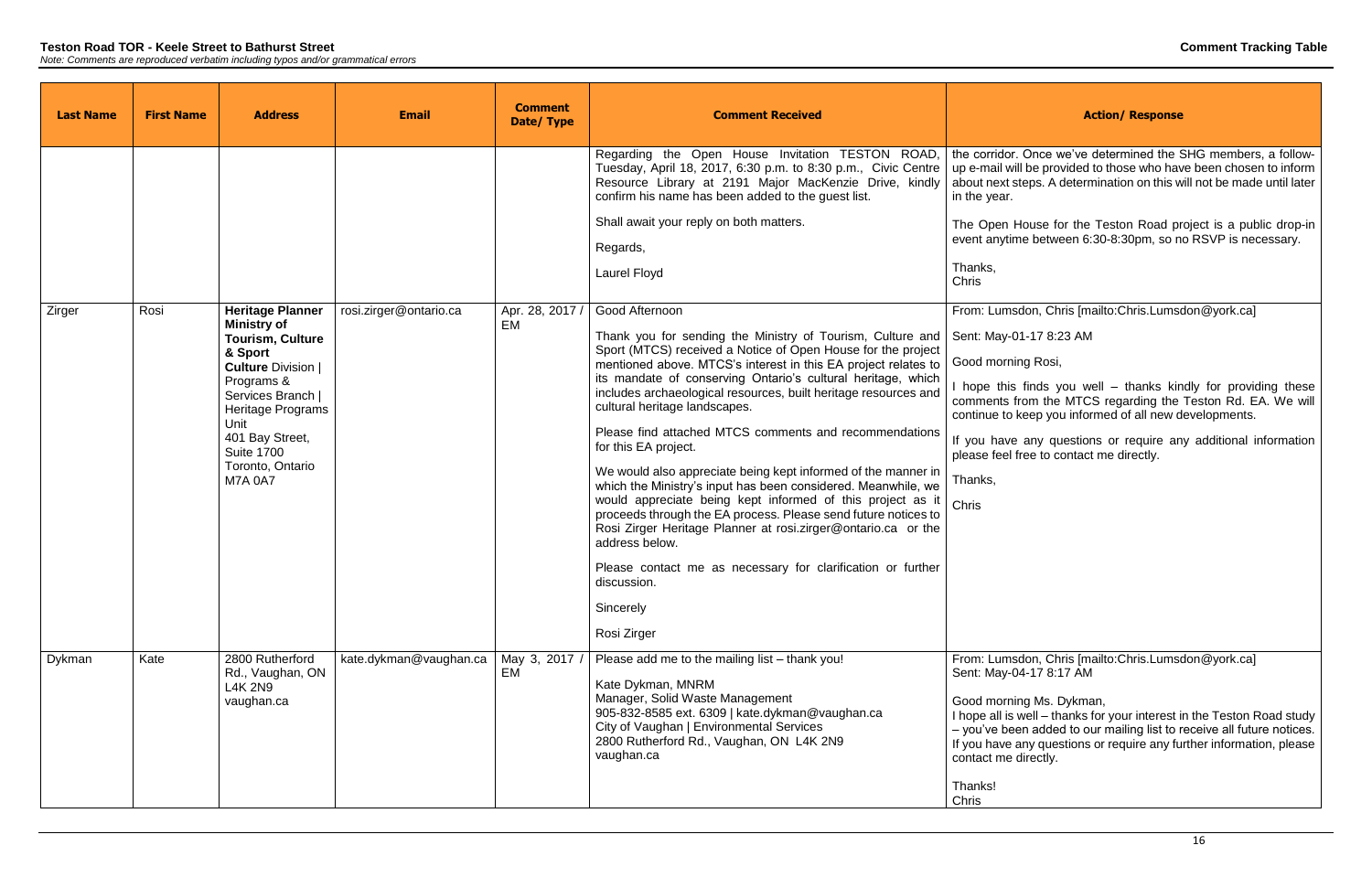**Teston Road TOR - Keele Street to Bathurst Street**

*Note: Comments are reproduced verbatim including typos and/or grammatical errors*

**Comment Tracking Table**

| Last Name | First Name | Address | Email | Comment Date/ Type | Comment Received | Action/ Response |
|---|---|---|---|---|---|---|
| | | | | | Regarding the Open House Invitation TESTON ROAD, Tuesday, April 18, 2017, 6:30 p.m. to 8:30 p.m., Civic Centre Resource Library at 2191 Major MacKenzie Drive, kindly confirm his name has been added to the guest list.<br><br>Shall await your reply on both matters.<br><br>Regards,<br><br>Laurel Floyd | the corridor. Once we've determined the SHG members, a follow-up e-mail will be provided to those who have been chosen to inform about next steps. A determination on this will not be made until later in the year.<br><br>The Open House for the Teston Road project is a public drop-in event anytime between 6:30-8:30pm, so no RSVP is necessary.<br><br>Thanks,<br>Chris |
| Zirger | Rosi | **Heritage Planner Ministry of Tourism, Culture & Sport Culture** Division \| Programs & Services Branch \| Heritage Programs Unit<br>401 Bay Street, Suite 1700<br>Toronto, Ontario<br>M7A 0A7 | rosi.zirger@ontario.ca | Apr. 28, 2017 / EM | Good Afternoon<br><br>Thank you for sending the Ministry of Tourism, Culture and Sport (MTCS) received a Notice of Open House for the project mentioned above. MTCS's interest in this EA project relates to its mandate of conserving Ontario's cultural heritage, which includes archaeological resources, built heritage resources and cultural heritage landscapes.<br><br>Please find attached MTCS comments and recommendations for this EA project.<br><br>We would also appreciate being kept informed of the manner in which the Ministry's input has been considered. Meanwhile, we would appreciate being kept informed of this project as it proceeds through the EA process. Please send future notices to Rosi Zirger Heritage Planner at rosi.zirger@ontario.ca or the address below.<br><br>Please contact me as necessary for clarification or further discussion.<br><br>Sincerely<br><br>Rosi Zirger | From: Lumsdon, Chris [mailto:Chris.Lumsdon@york.ca]<br><br>Sent: May-01-17 8:23 AM<br><br>Good morning Rosi,<br><br>I hope this finds you well – thanks kindly for providing these comments from the MTCS regarding the Teston Rd. EA. We will continue to keep you informed of all new developments.<br><br>If you have any questions or require any additional information please feel free to contact me directly.<br><br>Thanks,<br><br>Chris |
| Dykman | Kate | 2800 Rutherford Rd., Vaughan, ON L4K 2N9<br>vaughan.ca | kate.dykman@vaughan.ca | May 3, 2017 / EM | Please add me to the mailing list – thank you!<br><br>Kate Dykman, MNRM<br>Manager, Solid Waste Management<br>905-832-8585 ext. 6309 \| kate.dykman@vaughan.ca<br>City of Vaughan \| Environmental Services<br>2800 Rutherford Rd., Vaughan, ON L4K 2N9<br>vaughan.ca | From: Lumsdon, Chris [mailto:Chris.Lumsdon@york.ca]<br>Sent: May-04-17 8:17 AM<br><br>Good morning Ms. Dykman,<br>I hope all is well – thanks for your interest in the Teston Road study – you've been added to our mailing list to receive all future notices. If you have any questions or require any further information, please contact me directly.<br><br>Thanks!<br>Chris |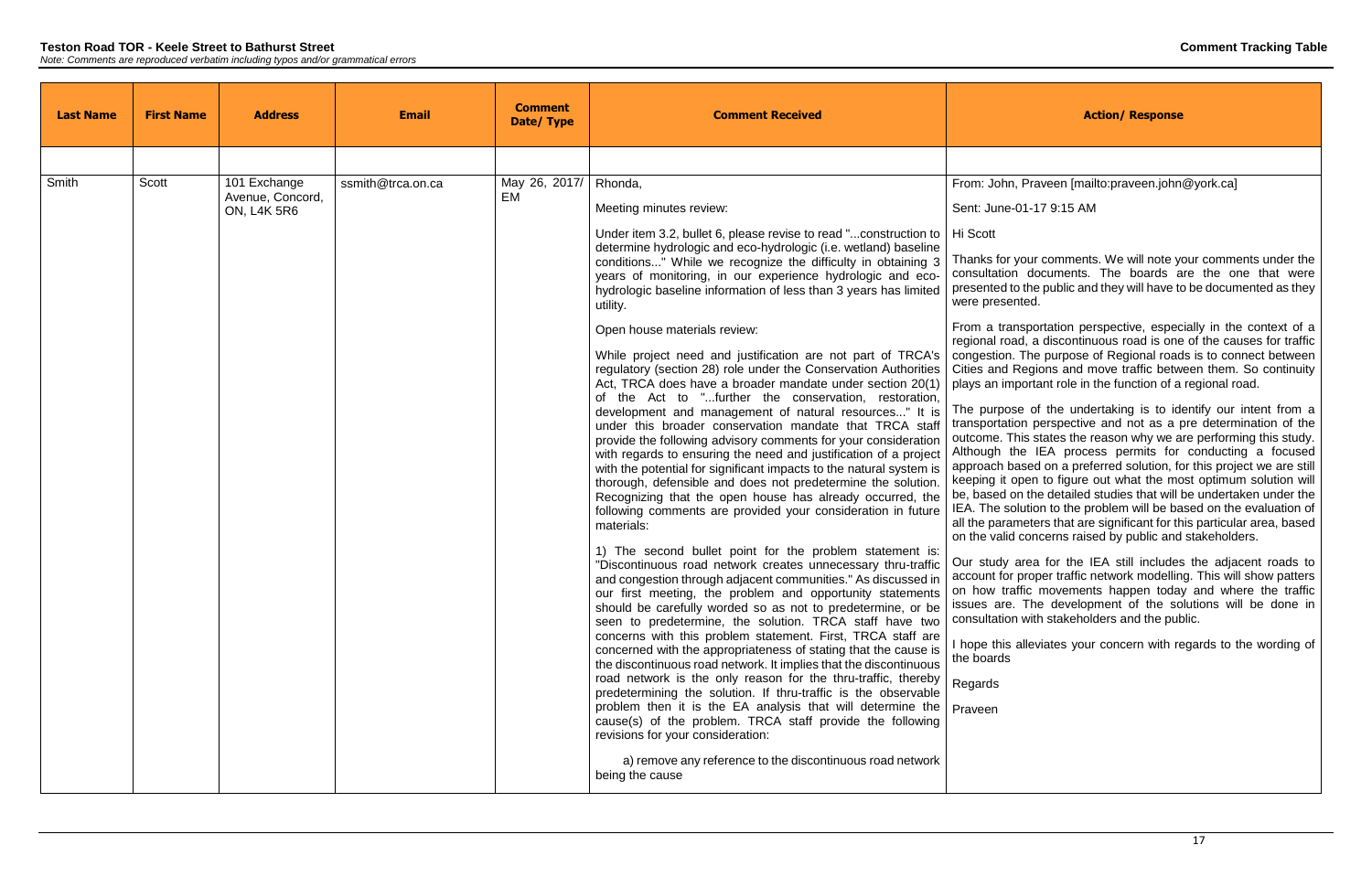**Teston Road TOR - Keele Street to Bathurst Street**

*Note: Comments are reproduced verbatim including typos and/or grammatical errors*

**Comment Tracking Table**

| Last Name | First Name | Address | Email | Comment Date/ Type | Comment Received | Action/ Response |
|---|---|---|---|---|---|---|
| | | | | | | |
| Smith | Scott | 101 Exchange Avenue, Concord, ON, L4K 5R6 | ssmith@trca.on.ca | May 26, 2017/ EM | Rhonda,<br><br>Meeting minutes review:<br><br>Under item 3.2, bullet 6, please revise to read "...construction to determine hydrologic and eco-hydrologic (i.e. wetland) baseline conditions..." While we recognize the difficulty in obtaining 3 years of monitoring, in our experience hydrologic and eco-hydrologic baseline information of less than 3 years has limited utility.<br><br>Open house materials review:<br><br>While project need and justification are not part of TRCA's regulatory (section 28) role under the Conservation Authorities Act, TRCA does have a broader mandate under section 20(1) of the Act to "...further the conservation, restoration, development and management of natural resources..." It is under this broader conservation mandate that TRCA staff provide the following advisory comments for your consideration with regards to ensuring the need and justification of a project with the potential for significant impacts to the natural system is thorough, defensible and does not predetermine the solution. Recognizing that the open house has already occurred, the following comments are provided your consideration in future materials:<br><br>1) The second bullet point for the problem statement is: "Discontinuous road network creates unnecessary thru-traffic and congestion through adjacent communities." As discussed in our first meeting, the problem and opportunity statements should be carefully worded so as not to predetermine, or be seen to predetermine, the solution. TRCA staff have two concerns with this problem statement. First, TRCA staff are concerned with the appropriateness of stating that the cause is the discontinuous road network. It implies that the discontinuous road network is the only reason for the thru-traffic, thereby predetermining the solution. If thru-traffic is the observable problem then it is the EA analysis that will determine the cause(s) of the problem. TRCA staff provide the following revisions for your consideration:<br><br>a) remove any reference to the discontinuous road network being the cause | From: John, Praveen [mailto:praveen.john@york.ca]<br><br>Sent: June-01-17 9:15 AM<br><br>Hi Scott<br><br>Thanks for your comments. We will note your comments under the consultation documents. The boards are the one that were presented to the public and they will have to be documented as they were presented.<br><br>From a transportation perspective, especially in the context of a regional road, a discontinuous road is one of the causes for traffic congestion. The purpose of Regional roads is to connect between Cities and Regions and move traffic between them. So continuity plays an important role in the function of a regional road.<br><br>The purpose of the undertaking is to identify our intent from a transportation perspective and not as a pre determination of the outcome. This states the reason why we are performing this study. Although the IEA process permits for conducting a focused approach based on a preferred solution, for this project we are still keeping it open to figure out what the most optimum solution will be, based on the detailed studies that will be undertaken under the IEA. The solution to the problem will be based on the evaluation of all the parameters that are significant for this particular area, based on the valid concerns raised by public and stakeholders.<br><br>Our study area for the IEA still includes the adjacent roads to account for proper traffic network modelling. This will show patters on how traffic movements happen today and where the traffic issues are. The development of the solutions will be done in consultation with stakeholders and the public.<br><br>I hope this alleviates your concern with regards to the wording of the boards<br><br>Regards<br><br>Praveen |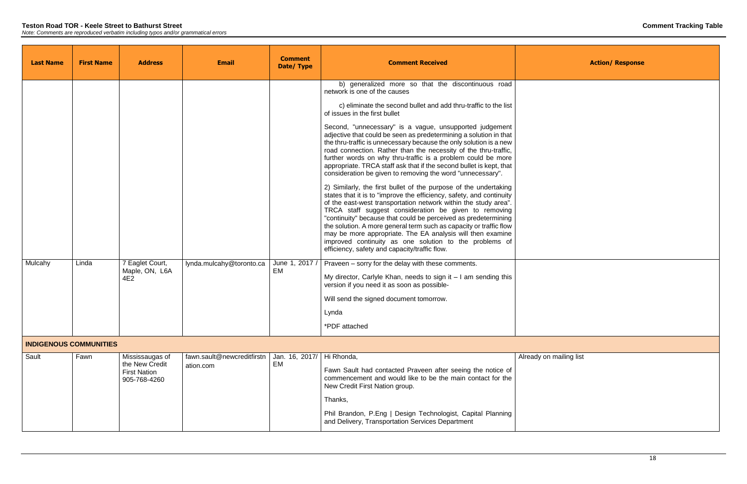**Teston Road TOR - Keele Street to Bathurst Street**

*Note: Comments are reproduced verbatim including typos and/or grammatical errors*

**Comment Tracking Table**

| Last Name | First Name | Address | Email | Comment Date/ Type | Comment Received | Action/ Response |
|---|---|---|---|---|---|---|
| | | | | | b) generalized more so that the discontinuous road network is one of the causes<br><br>c) eliminate the second bullet and add thru-traffic to the list of issues in the first bullet<br><br>Second, "unnecessary" is a vague, unsupported judgement adjective that could be seen as predetermining a solution in that the thru-traffic is unnecessary because the only solution is a new road connection. Rather than the necessity of the thru-traffic, further words on why thru-traffic is a problem could be more appropriate. TRCA staff ask that if the second bullet is kept, that consideration be given to removing the word "unnecessary".<br><br>2) Similarly, the first bullet of the purpose of the undertaking states that it is to "improve the efficiency, safety, and continuity of the east-west transportation network within the study area". TRCA staff suggest consideration be given to removing "continuity" because that could be perceived as predetermining the solution. A more general term such as capacity or traffic flow may be more appropriate. The EA analysis will then examine improved continuity as one solution to the problems of efficiency, safety and capacity/traffic flow. | |
| Mulcahy | Linda | 7 Eaglet Court, Maple, ON, L6A 4E2 | lynda.mulcahy@toronto.ca | June 1, 2017 / EM | Praveen – sorry for the delay with these comments.<br><br>My director, Carlyle Khan, needs to sign it – I am sending this version if you need it as soon as possible-<br><br>Will send the signed document tomorrow.<br><br>Lynda<br><br>*PDF attached | |
| **INDIGENOUS COMMUNITIES** | | | | | | |
| Sault | Fawn | Mississaugas of the New Credit First Nation 905-768-4260 | fawn.sault@newcreditfirstnation.com | Jan. 16, 2017/ EM | Hi Rhonda,<br><br>Fawn Sault had contacted Praveen after seeing the notice of commencement and would like to be the main contact for the New Credit First Nation group.<br><br>Thanks,<br><br>Phil Brandon, P.Eng \| Design Technologist, Capital Planning and Delivery, Transportation Services Department | Already on mailing list |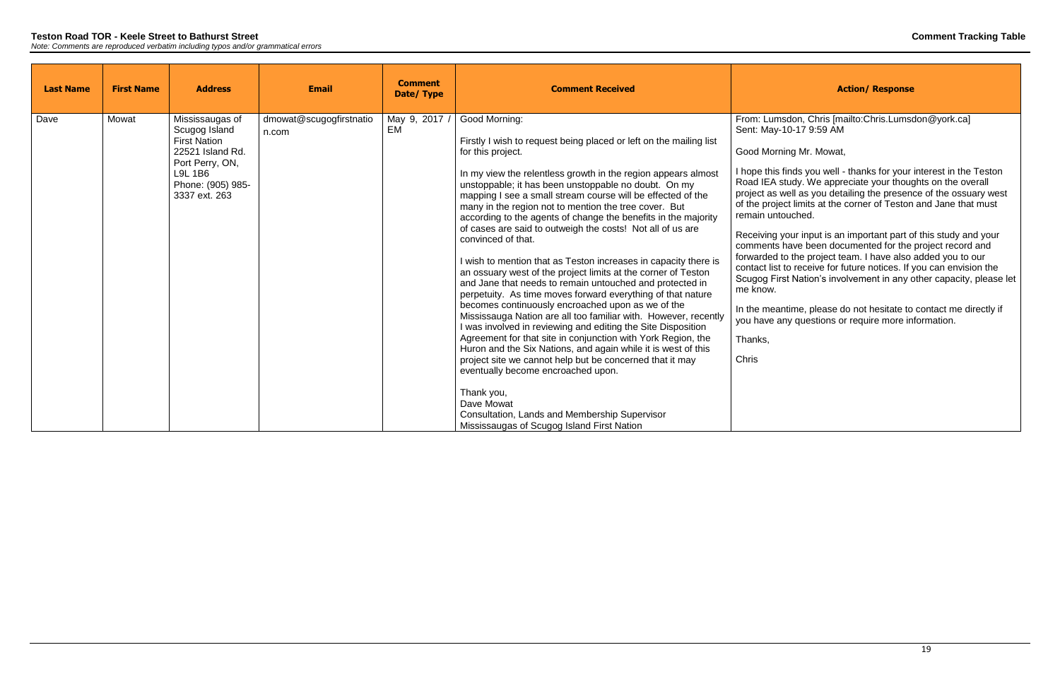**Teston Road TOR - Keele Street to Bathurst Street**

*Note: Comments are reproduced verbatim including typos and/or grammatical errors*

**Comment Tracking Table**

| Last Name | First Name | Address | Email | Comment Date/ Type | Comment Received | Action/ Response |
|---|---|---|---|---|---|---|
| Dave | Mowat | Mississaugas of Scugog Island First Nation 22521 Island Rd. Port Perry, ON, L9L 1B6 Phone: (905) 985-3337 ext. 263 | dmowat@scugogfirstnation.com | May 9, 2017 / EM | Good Morning:<br><br>Firstly I wish to request being placed or left on the mailing list for this project.<br><br>In my view the relentless growth in the region appears almost unstoppable; it has been unstoppable no doubt. On my mapping I see a small stream course will be effected of the many in the region not to mention the tree cover. But according to the agents of change the benefits in the majority of cases are said to outweigh the costs! Not all of us are convinced of that.<br><br>I wish to mention that as Teston increases in capacity there is an ossuary west of the project limits at the corner of Teston and Jane that needs to remain untouched and protected in perpetuity. As time moves forward everything of that nature becomes continuously encroached upon as we of the Mississauga Nation are all too familiar with. However, recently I was involved in reviewing and editing the Site Disposition Agreement for that site in conjunction with York Region, the Huron and the Six Nations, and again while it is west of this project site we cannot help but be concerned that it may eventually become encroached upon.<br><br>Thank you,<br>Dave Mowat<br>Consultation, Lands and Membership Supervisor<br>Mississaugas of Scugog Island First Nation | From: Lumsdon, Chris [mailto:Chris.Lumsdon@york.ca]<br>Sent: May-10-17 9:59 AM<br><br>Good Morning Mr. Mowat,<br><br>I hope this finds you well - thanks for your interest in the Teston Road IEA study. We appreciate your thoughts on the overall project as well as you detailing the presence of the ossuary west of the project limits at the corner of Teston and Jane that must remain untouched.<br><br>Receiving your input is an important part of this study and your comments have been documented for the project record and forwarded to the project team. I have also added you to our contact list to receive for future notices. If you can envision the Scugog First Nation's involvement in any other capacity, please let me know.<br><br>In the meantime, please do not hesitate to contact me directly if you have any questions or require more information.<br><br>Thanks,<br><br>Chris |